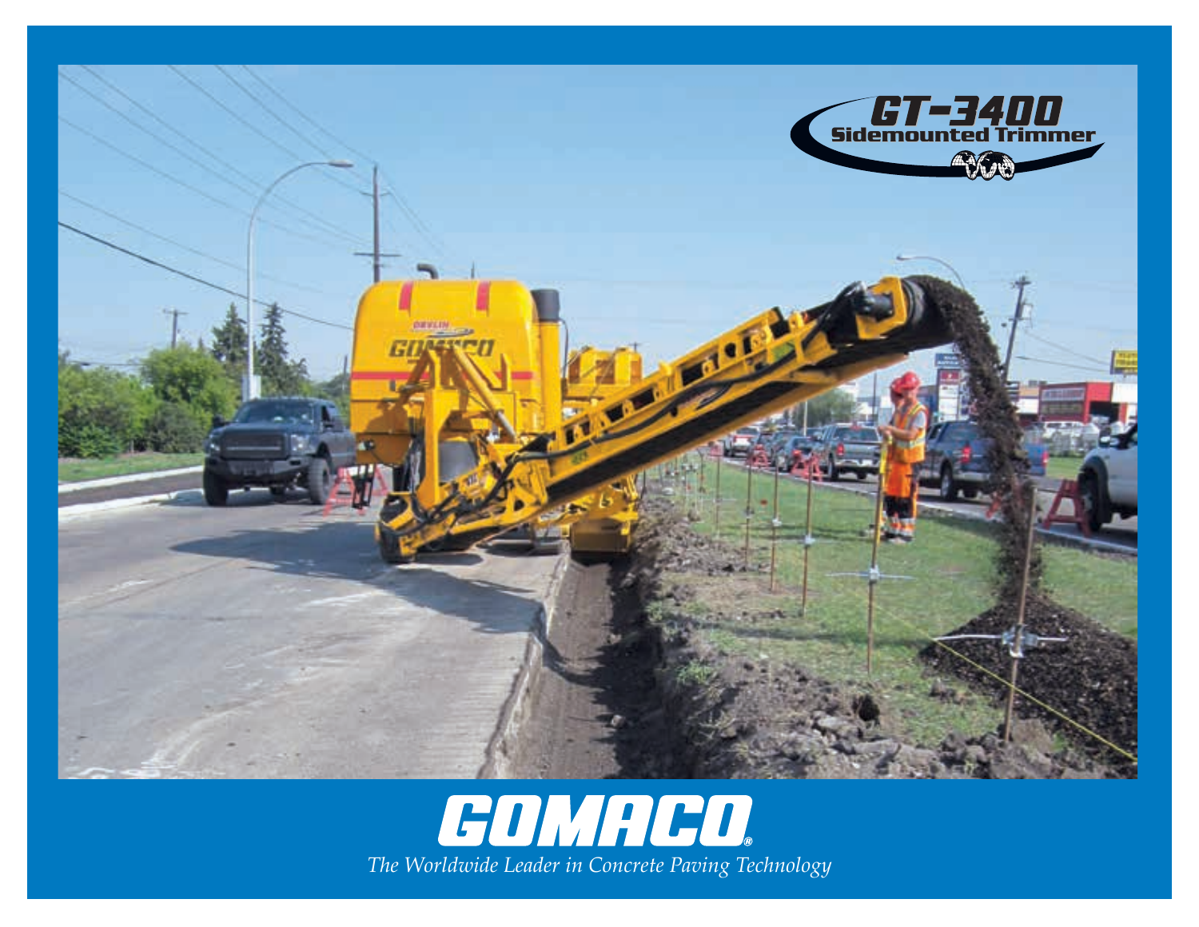# GT-3400
## Sidemounted Trimmer

# GOMACO®

*The Worldwide Leader in Concrete Paving Technology*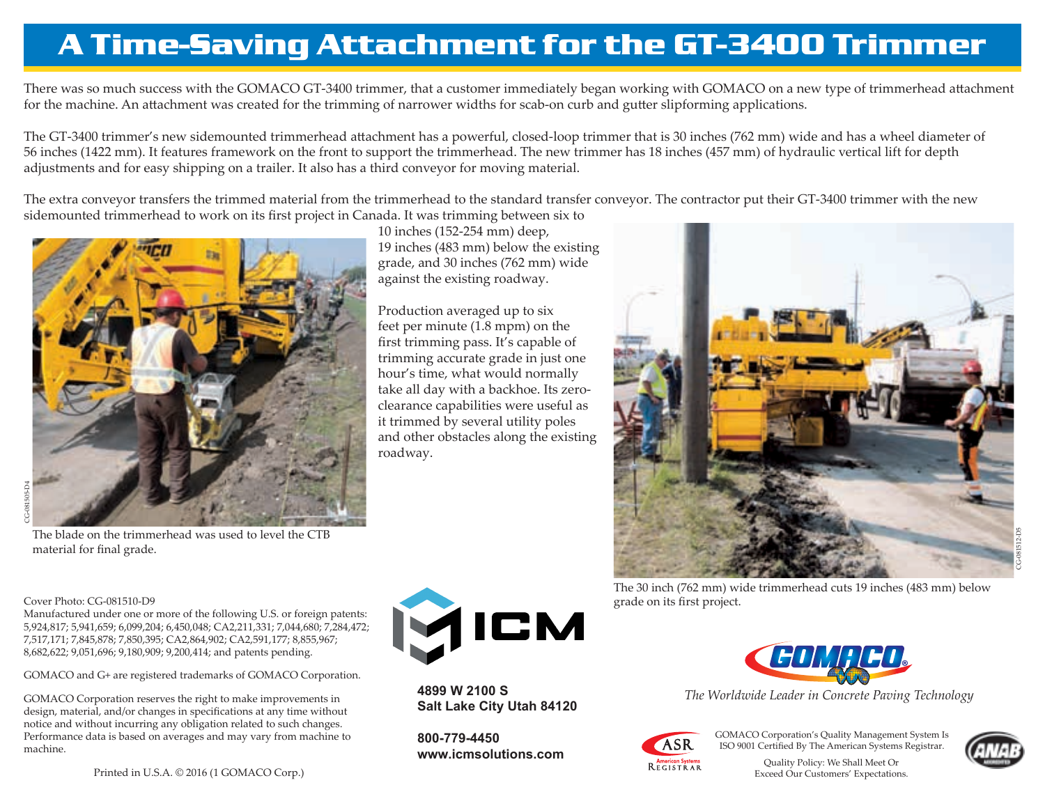# A Time-Saving Attachment for the GT-3400 Trimmer

There was so much success with the GOMACO GT-3400 trimmer, that a customer immediately began working with GOMACO on a new type of trimmerhead attachment for the machine. An attachment was created for the trimming of narrower widths for scab-on curb and gutter slipforming applications.

The GT-3400 trimmer's new sidemounted trimmerhead attachment has a powerful, closed-loop trimmer that is 30 inches (762 mm) wide and has a wheel diameter of 56 inches (1422 mm). It features framework on the front to support the trimmerhead. The new trimmer has 18 inches (457 mm) of hydraulic vertical lift for depth adjustments and for easy shipping on a trailer. It also has a third conveyor for moving material.

The extra conveyor transfers the trimmed material from the trimmerhead to the standard transfer conveyor. The contractor put their GT-3400 trimmer with the new sidemounted trimmerhead to work on its first project in Canada. It was trimming between six to 10 inches (152-254 mm) deep, 19 inches (483 mm) below the existing grade, and 30 inches (762 mm) wide against the existing roadway.

Production averaged up to six feet per minute (1.8 mpm) on the first trimming pass. It's capable of trimming accurate grade in just one hour's time, what would normally take all day with a backhoe. Its zero-clearance capabilities were useful as it trimmed by several utility poles and other obstacles along the existing roadway.

CG-081505-D4

The blade on the trimmerhead was used to level the CTB material for final grade.

CG-081512-D5

The 30 inch (762 mm) wide trimmerhead cuts 19 inches (483 mm) below grade on its first project.

Cover Photo: CG-081510-D9

Manufactured under one or more of the following U.S. or foreign patents: 5,924,817; 5,941,659; 6,099,204; 6,450,048; CA2,211,331; 7,044,680; 7,284,472; 7,517,171; 7,845,878; 7,850,395; CA2,864,902; CA2,591,177; 8,855,967; 8,682,622; 9,051,696; 9,180,909; 9,200,414; and patents pending.

GOMACO and G+ are registered trademarks of GOMACO Corporation.

GOMACO Corporation reserves the right to make improvements in design, material, and/or changes in specifications at any time without notice and without incurring any obligation related to such changes. Performance data is based on averages and may vary from machine to machine.

Printed in U.S.A. © 2016 (1 GOMACO Corp.)

ICM

**4899 W 2100 S**
**Salt Lake City Utah 84120**

**800-779-4450**
**www.icmsolutions.com**

GOMACO®

*The Worldwide Leader in Concrete Paving Technology*

ASR American Systems Registrar

GOMACO Corporation's Quality Management System Is ISO 9001 Certified By The American Systems Registrar.

Quality Policy: We Shall Meet Or Exceed Our Customers' Expectations.

ANAB